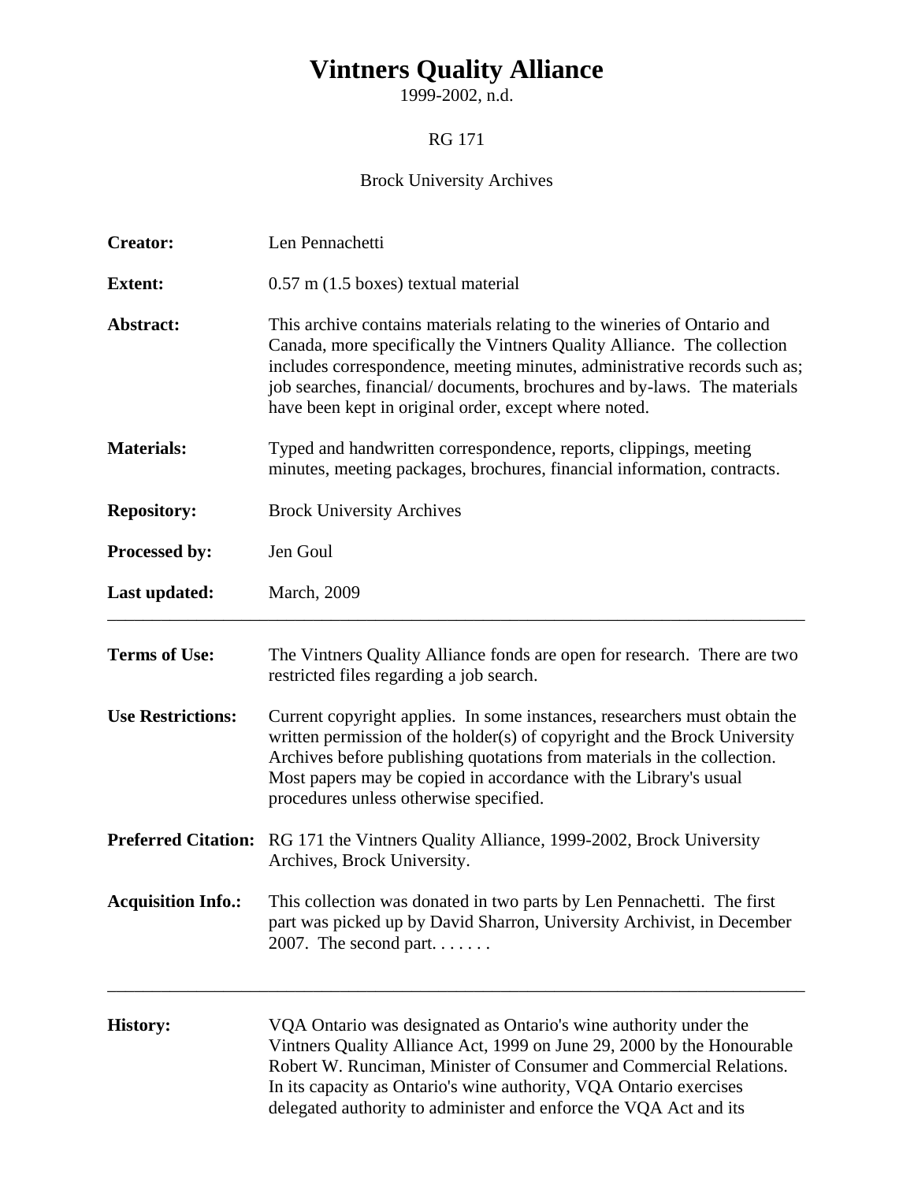# Vintners Quality Alliance

1999-2002, n.d.

RG 171

Brock University Archives

**Creator:** Len Pennachetti

**Extent:** 0.57 m (1.5 boxes) textual material

**Abstract:** This archive contains materials relating to the wineries of Ontario and Canada, more specifically the Vintners Quality Alliance. The collection includes correspondence, meeting minutes, administrative records such as; job searches, financial/ documents, brochures and by-laws. The materials have been kept in original order, except where noted.

**Materials:** Typed and handwritten correspondence, reports, clippings, meeting minutes, meeting packages, brochures, financial information, contracts.

**Repository:** Brock University Archives

**Processed by:** Jen Goul

**Last updated:** March, 2009

---

**Terms of Use:** The Vintners Quality Alliance fonds are open for research. There are two restricted files regarding a job search.

**Use Restrictions:** Current copyright applies. In some instances, researchers must obtain the written permission of the holder(s) of copyright and the Brock University Archives before publishing quotations from materials in the collection. Most papers may be copied in accordance with the Library's usual procedures unless otherwise specified.

**Preferred Citation:** RG 171 the Vintners Quality Alliance, 1999-2002, Brock University Archives, Brock University.

**Acquisition Info.:** This collection was donated in two parts by Len Pennachetti. The first part was picked up by David Sharron, University Archivist, in December 2007. The second part. . . . . . .

---

**History:** VQA Ontario was designated as Ontario's wine authority under the Vintners Quality Alliance Act, 1999 on June 29, 2000 by the Honourable Robert W. Runciman, Minister of Consumer and Commercial Relations. In its capacity as Ontario's wine authority, VQA Ontario exercises delegated authority to administer and enforce the VQA Act and its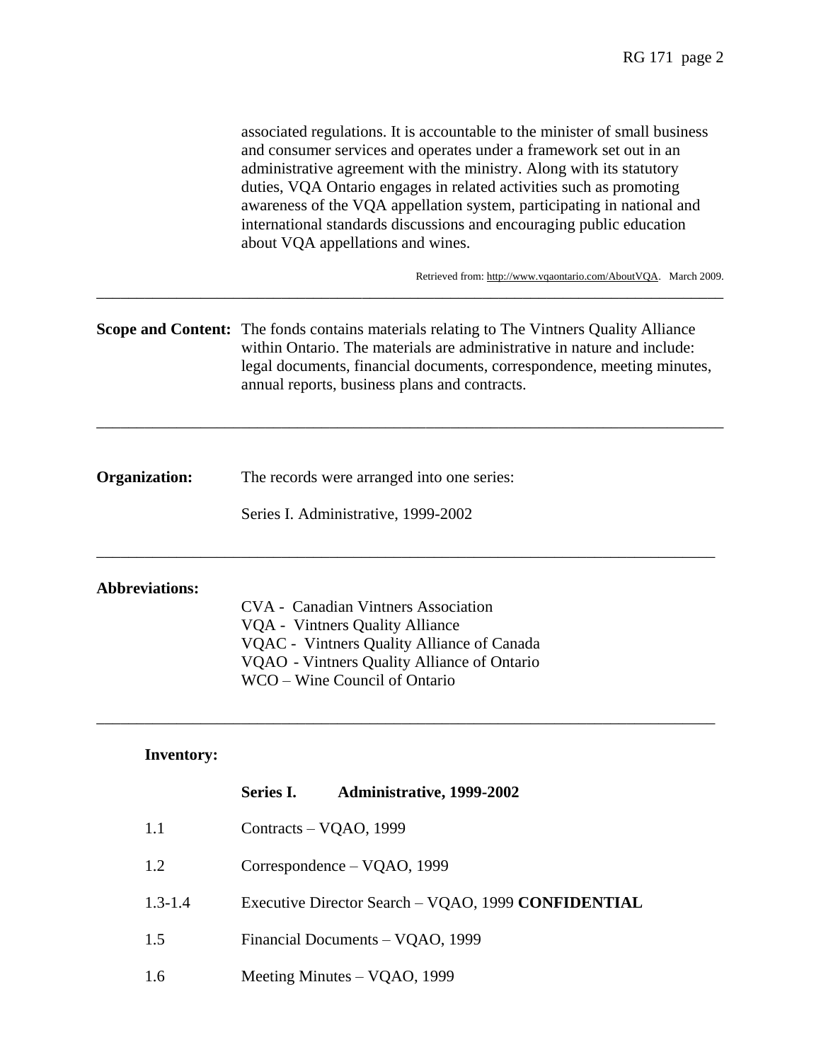associated regulations. It is accountable to the minister of small business and consumer services and operates under a framework set out in an administrative agreement with the ministry. Along with its statutory duties, VQA Ontario engages in related activities such as promoting awareness of the VQA appellation system, participating in national and international standards discussions and encouraging public education about VQA appellations and wines.

Retrieved from: http://www.vqaontario.com/AboutVQA. March 2009.

---

**Scope and Content:** The fonds contains materials relating to The Vintners Quality Alliance within Ontario. The materials are administrative in nature and include: legal documents, financial documents, correspondence, meeting minutes, annual reports, business plans and contracts.

---

**Organization:** The records were arranged into one series:

Series I. Administrative, 1999-2002

---

**Abbreviations:**

CVA - Canadian Vintners Association
VQA - Vintners Quality Alliance
VQAC - Vintners Quality Alliance of Canada
VQAO - Vintners Quality Alliance of Ontario
WCO – Wine Council of Ontario

---

**Inventory:**

**Series I. Administrative, 1999-2002**

| | |
|---|---|
| 1.1 | Contracts – VQAO, 1999 |
| 1.2 | Correspondence – VQAO, 1999 |
| 1.3-1.4 | Executive Director Search – VQAO, 1999 **CONFIDENTIAL** |
| 1.5 | Financial Documents – VQAO, 1999 |
| 1.6 | Meeting Minutes – VQAO, 1999 |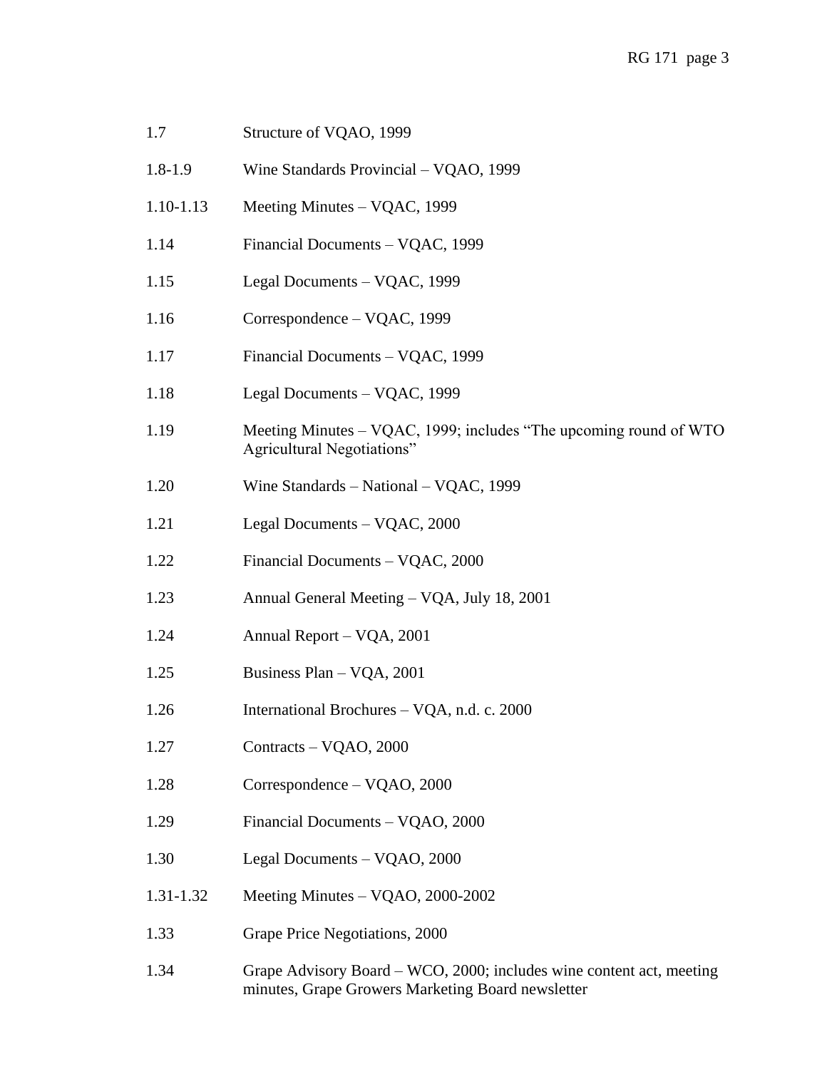| | |
|---|---|
| 1.7 | Structure of VQAO, 1999 |
| 1.8-1.9 | Wine Standards Provincial – VQAO, 1999 |
| 1.10-1.13 | Meeting Minutes – VQAC, 1999 |
| 1.14 | Financial Documents – VQAC, 1999 |
| 1.15 | Legal Documents – VQAC, 1999 |
| 1.16 | Correspondence – VQAC, 1999 |
| 1.17 | Financial Documents – VQAC, 1999 |
| 1.18 | Legal Documents – VQAC, 1999 |
| 1.19 | Meeting Minutes – VQAC, 1999; includes "The upcoming round of WTO Agricultural Negotiations" |
| 1.20 | Wine Standards – National – VQAC, 1999 |
| 1.21 | Legal Documents – VQAC, 2000 |
| 1.22 | Financial Documents – VQAC, 2000 |
| 1.23 | Annual General Meeting – VQA, July 18, 2001 |
| 1.24 | Annual Report – VQA, 2001 |
| 1.25 | Business Plan – VQA, 2001 |
| 1.26 | International Brochures – VQA, n.d. c. 2000 |
| 1.27 | Contracts – VQAO, 2000 |
| 1.28 | Correspondence – VQAO, 2000 |
| 1.29 | Financial Documents – VQAO, 2000 |
| 1.30 | Legal Documents – VQAO, 2000 |
| 1.31-1.32 | Meeting Minutes – VQAO, 2000-2002 |
| 1.33 | Grape Price Negotiations, 2000 |
| 1.34 | Grape Advisory Board – WCO, 2000; includes wine content act, meeting minutes, Grape Growers Marketing Board newsletter |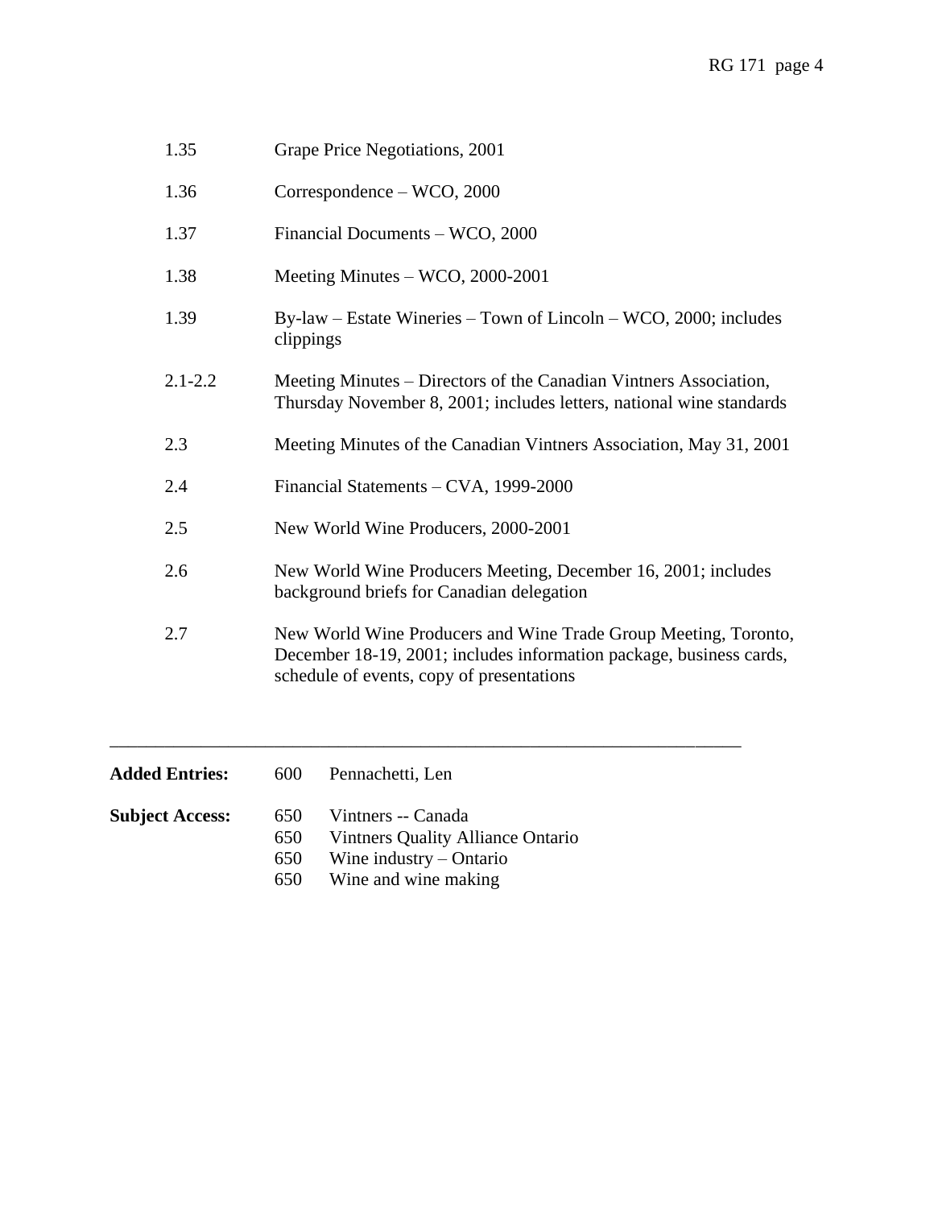| | |
|---|---|
| 1.35 | Grape Price Negotiations, 2001 |
| 1.36 | Correspondence – WCO, 2000 |
| 1.37 | Financial Documents – WCO, 2000 |
| 1.38 | Meeting Minutes – WCO, 2000-2001 |
| 1.39 | By-law – Estate Wineries – Town of Lincoln – WCO, 2000; includes clippings |
| 2.1-2.2 | Meeting Minutes – Directors of the Canadian Vintners Association, Thursday November 8, 2001; includes letters, national wine standards |
| 2.3 | Meeting Minutes of the Canadian Vintners Association, May 31, 2001 |
| 2.4 | Financial Statements – CVA, 1999-2000 |
| 2.5 | New World Wine Producers, 2000-2001 |
| 2.6 | New World Wine Producers Meeting, December 16, 2001; includes background briefs for Canadian delegation |
| 2.7 | New World Wine Producers and Wine Trade Group Meeting, Toronto, December 18-19, 2001; includes information package, business cards, schedule of events, copy of presentations |

---

**Added Entries:** 600 Pennachetti, Len

**Subject Access:**
650 Vintners -- Canada
650 Vintners Quality Alliance Ontario
650 Wine industry – Ontario
650 Wine and wine making